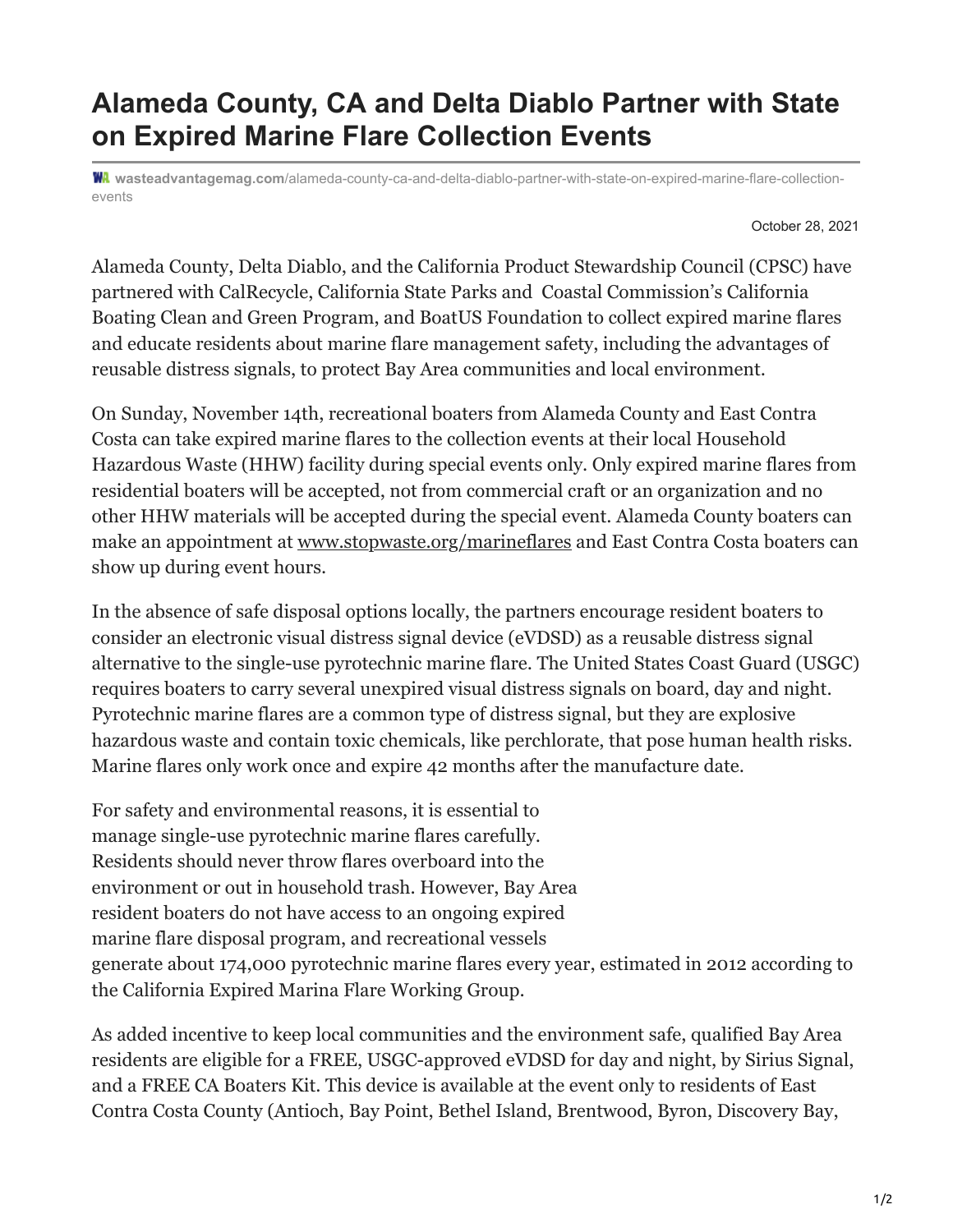# Alameda County, CA and Delta Diablo Partner with State on Expired Marine Flare Collection Events

**wasteadvantagemag.com**/alameda-county-ca-and-delta-diablo-partner-with-state-on-expired-marine-flare-collection-events

October 28, 2021

Alameda County, Delta Diablo, and the California Product Stewardship Council (CPSC) have partnered with CalRecycle, California State Parks and Coastal Commission's California Boating Clean and Green Program, and BoatUS Foundation to collect expired marine flares and educate residents about marine flare management safety, including the advantages of reusable distress signals, to protect Bay Area communities and local environment.

On Sunday, November 14th, recreational boaters from Alameda County and East Contra Costa can take expired marine flares to the collection events at their local Household Hazardous Waste (HHW) facility during special events only. Only expired marine flares from residential boaters will be accepted, not from commercial craft or an organization and no other HHW materials will be accepted during the special event. Alameda County boaters can make an appointment at www.stopwaste.org/marineflares and East Contra Costa boaters can show up during event hours.

In the absence of safe disposal options locally, the partners encourage resident boaters to consider an electronic visual distress signal device (eVDSD) as a reusable distress signal alternative to the single-use pyrotechnic marine flare. The United States Coast Guard (USGC) requires boaters to carry several unexpired visual distress signals on board, day and night. Pyrotechnic marine flares are a common type of distress signal, but they are explosive hazardous waste and contain toxic chemicals, like perchlorate, that pose human health risks. Marine flares only work once and expire 42 months after the manufacture date.

For safety and environmental reasons, it is essential to manage single-use pyrotechnic marine flares carefully. Residents should never throw flares overboard into the environment or out in household trash. However, Bay Area resident boaters do not have access to an ongoing expired marine flare disposal program, and recreational vessels generate about 174,000 pyrotechnic marine flares every year, estimated in 2012 according to the California Expired Marina Flare Working Group.

As added incentive to keep local communities and the environment safe, qualified Bay Area residents are eligible for a FREE, USGC-approved eVDSD for day and night, by Sirius Signal, and a FREE CA Boaters Kit. This device is available at the event only to residents of East Contra Costa County (Antioch, Bay Point, Bethel Island, Brentwood, Byron, Discovery Bay,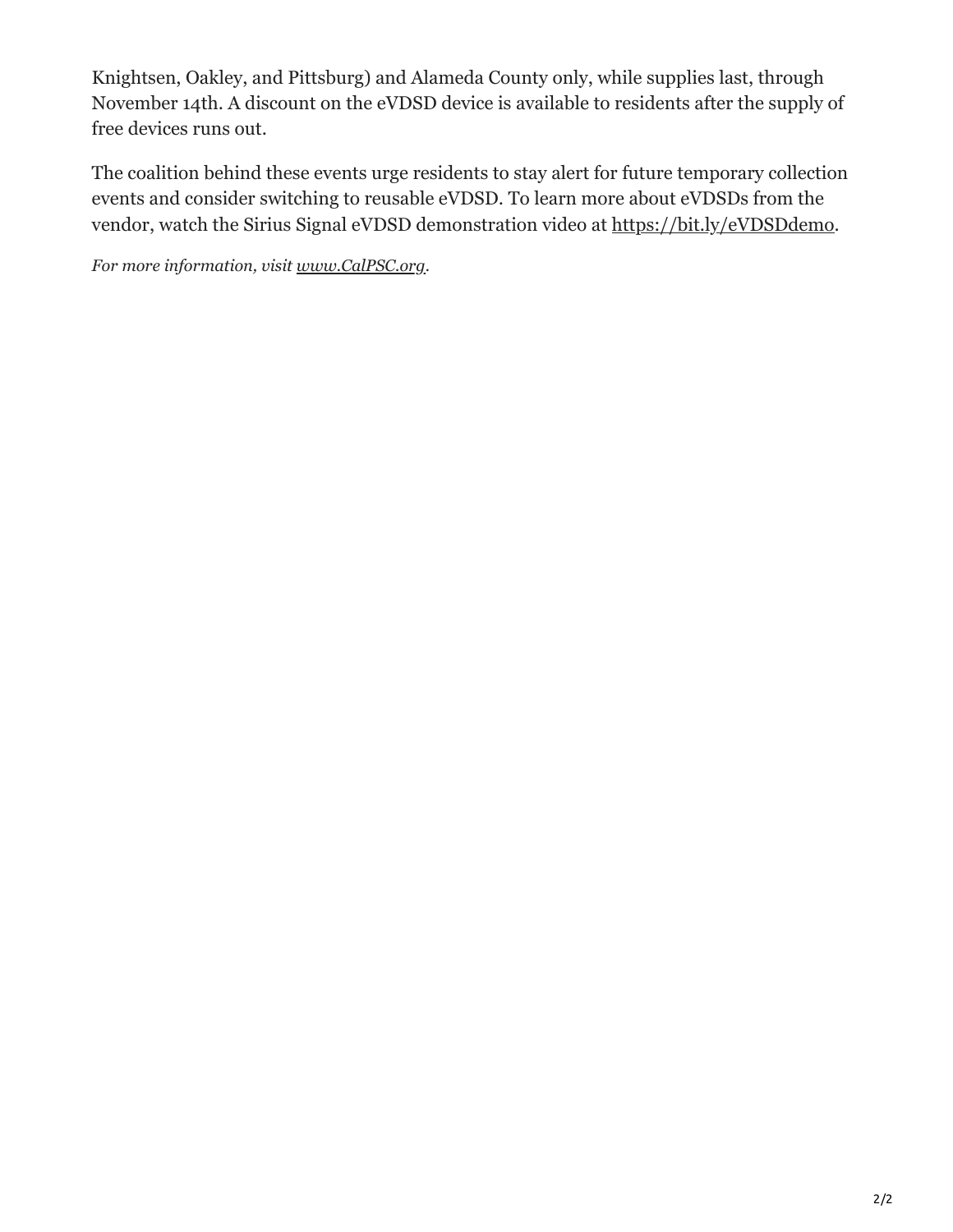Knightsen, Oakley, and Pittsburg) and Alameda County only, while supplies last, through November 14th. A discount on the eVDSD device is available to residents after the supply of free devices runs out.

The coalition behind these events urge residents to stay alert for future temporary collection events and consider switching to reusable eVDSD. To learn more about eVDSDs from the vendor, watch the Sirius Signal eVDSD demonstration video at https://bit.ly/eVDSDdemo.

*For more information, visit www.CalPSC.org.*